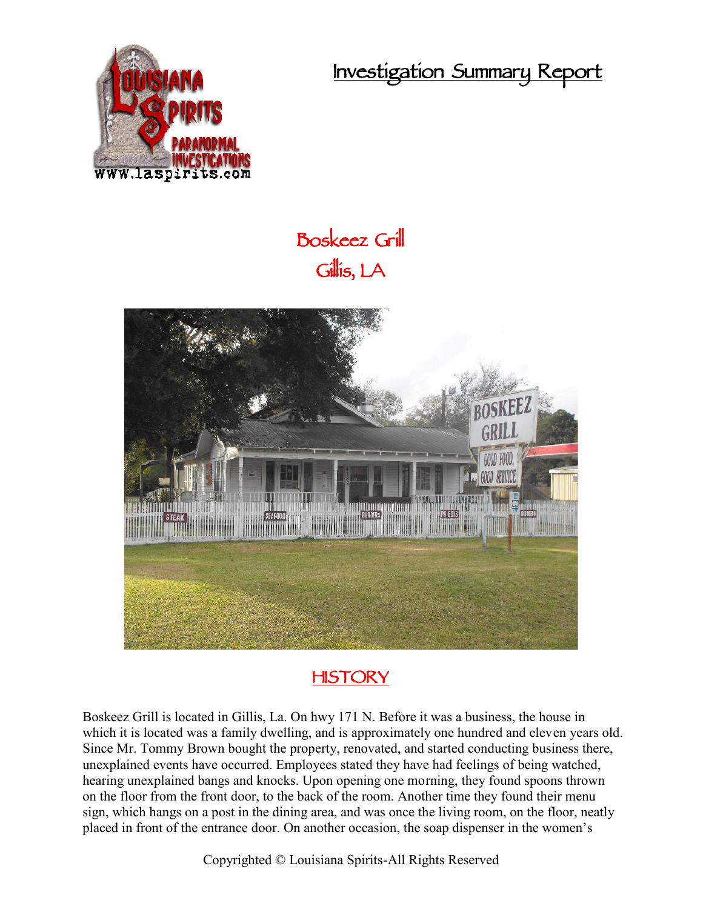# Investigation Summary Report

## Boskeez Grill
## Gillis, LA

## HISTORY

Boskeez Grill is located in Gillis, La. On hwy 171 N. Before it was a business, the house in which it is located was a family dwelling, and is approximately one hundred and eleven years old. Since Mr. Tommy Brown bought the property, renovated, and started conducting business there, unexplained events have occurred. Employees stated they have had feelings of being watched, hearing unexplained bangs and knocks. Upon opening one morning, they found spoons thrown on the floor from the front door, to the back of the room. Another time they found their menu sign, which hangs on a post in the dining area, and was once the living room, on the floor, neatly placed in front of the entrance door. On another occasion, the soap dispenser in the women's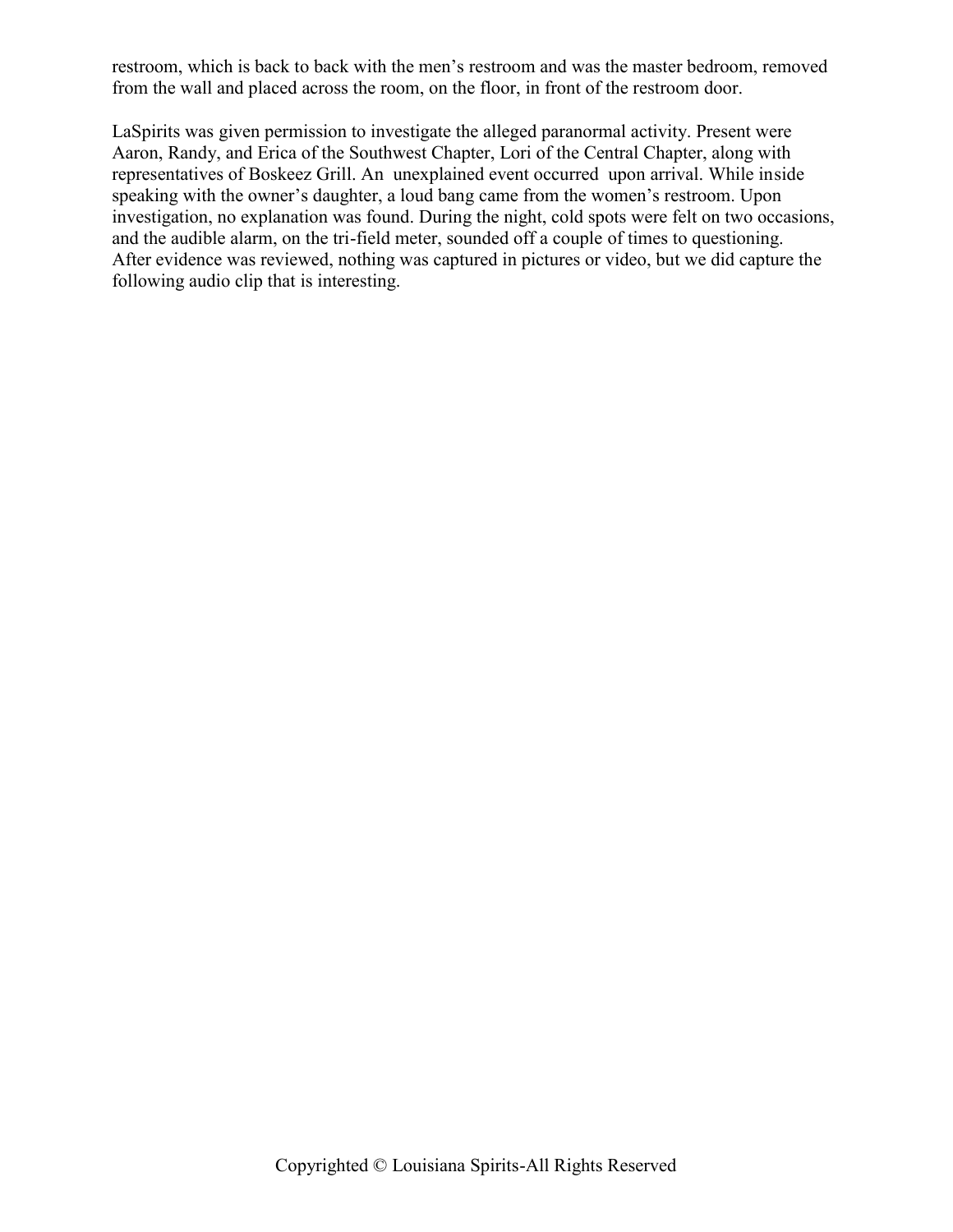restroom, which is back to back with the men's restroom and was the master bedroom, removed from the wall and placed across the room, on the floor, in front of the restroom door.

LaSpirits was given permission to investigate the alleged paranormal activity. Present were Aaron, Randy, and Erica of the Southwest Chapter, Lori of the Central Chapter, along with representatives of Boskeez Grill. An unexplained event occurred upon arrival. While inside speaking with the owner's daughter, a loud bang came from the women's restroom. Upon investigation, no explanation was found. During the night, cold spots were felt on two occasions, and the audible alarm, on the tri-field meter, sounded off a couple of times to questioning. After evidence was reviewed, nothing was captured in pictures or video, but we did capture the following audio clip that is interesting.